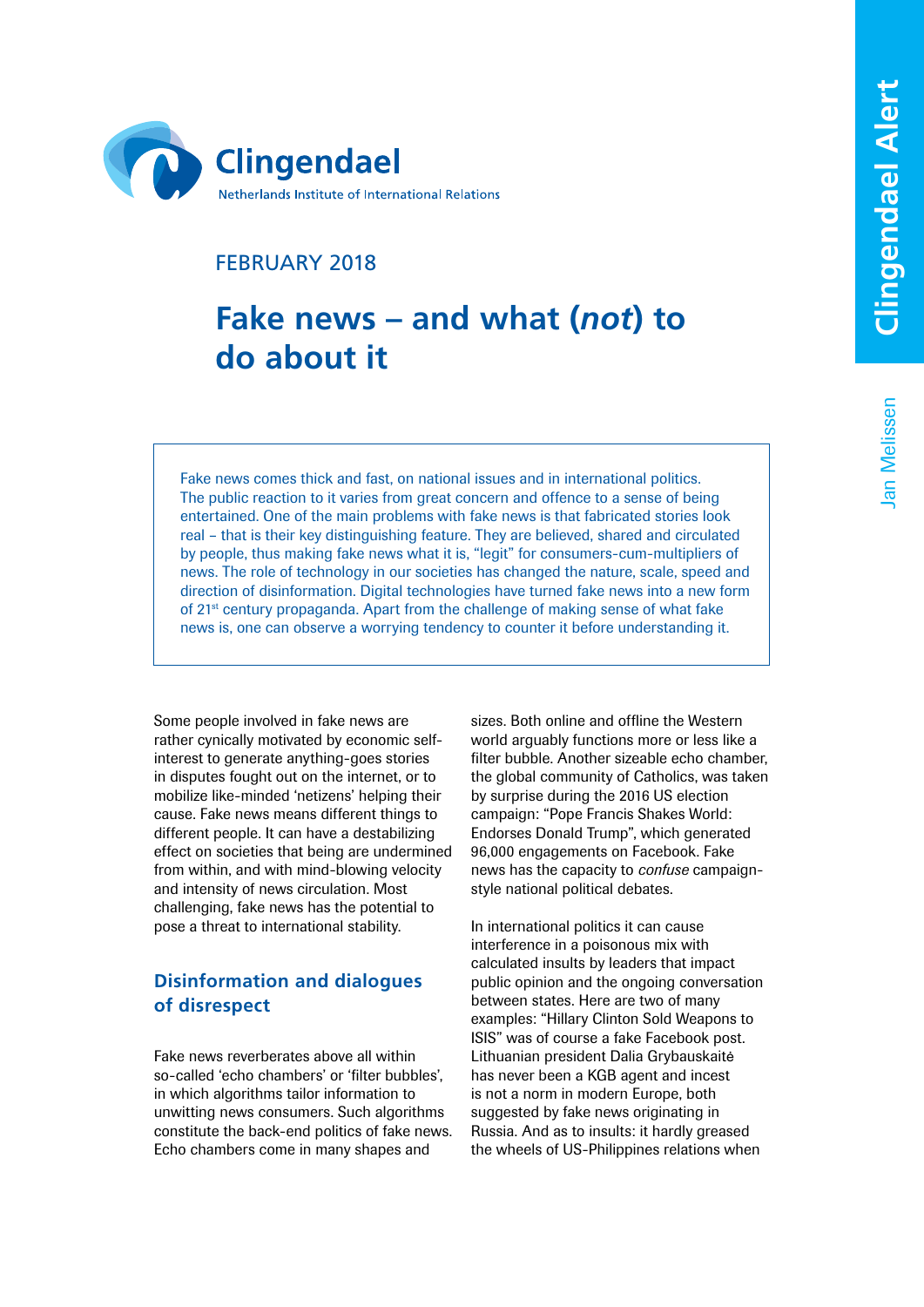Clingendael

Netherlands Institute of International Relations

Clingendael Alert

Jan Melissen

FEBRUARY 2018

# Fake news – and what (*not*) to do about it

Fake news comes thick and fast, on national issues and in international politics. The public reaction to it varies from great concern and offence to a sense of being entertained. One of the main problems with fake news is that fabricated stories look real – that is their key distinguishing feature. They are believed, shared and circulated by people, thus making fake news what it is, "legit" for consumers-cum-multipliers of news. The role of technology in our societies has changed the nature, scale, speed and direction of disinformation. Digital technologies have turned fake news into a new form of 21st century propaganda. Apart from the challenge of making sense of what fake news is, one can observe a worrying tendency to counter it before understanding it.

Some people involved in fake news are rather cynically motivated by economic self-interest to generate anything-goes stories in disputes fought out on the internet, or to mobilize like-minded 'netizens' helping their cause. Fake news means different things to different people. It can have a destabilizing effect on societies that being are undermined from within, and with mind-blowing velocity and intensity of news circulation. Most challenging, fake news has the potential to pose a threat to international stability.

## Disinformation and dialogues of disrespect

Fake news reverberates above all within so-called 'echo chambers' or 'filter bubbles', in which algorithms tailor information to unwitting news consumers. Such algorithms constitute the back-end politics of fake news. Echo chambers come in many shapes and sizes. Both online and offline the Western world arguably functions more or less like a filter bubble. Another sizeable echo chamber, the global community of Catholics, was taken by surprise during the 2016 US election campaign: "Pope Francis Shakes World: Endorses Donald Trump", which generated 96,000 engagements on Facebook. Fake news has the capacity to *confuse* campaign-style national political debates.

In international politics it can cause interference in a poisonous mix with calculated insults by leaders that impact public opinion and the ongoing conversation between states. Here are two of many examples: "Hillary Clinton Sold Weapons to ISIS" was of course a fake Facebook post. Lithuanian president Dalia Grybauskaitė has never been a KGB agent and incest is not a norm in modern Europe, both suggested by fake news originating in Russia. And as to insults: it hardly greased the wheels of US-Philippines relations when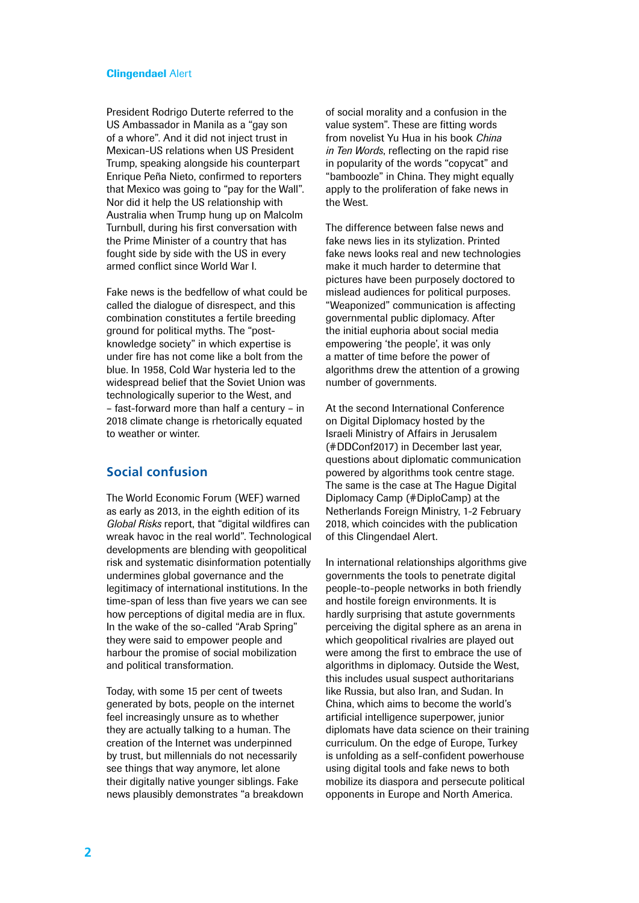President Rodrigo Duterte referred to the US Ambassador in Manila as a "gay son of a whore". And it did not inject trust in Mexican-US relations when US President Trump, speaking alongside his counterpart Enrique Peña Nieto, confirmed to reporters that Mexico was going to "pay for the Wall". Nor did it help the US relationship with Australia when Trump hung up on Malcolm Turnbull, during his first conversation with the Prime Minister of a country that has fought side by side with the US in every armed conflict since World War I.

Fake news is the bedfellow of what could be called the dialogue of disrespect, and this combination constitutes a fertile breeding ground for political myths. The "post-knowledge society" in which expertise is under fire has not come like a bolt from the blue. In 1958, Cold War hysteria led to the widespread belief that the Soviet Union was technologically superior to the West, and – fast-forward more than half a century – in 2018 climate change is rhetorically equated to weather or winter.

## Social confusion

The World Economic Forum (WEF) warned as early as 2013, in the eighth edition of its *Global Risks* report, that "digital wildfires can wreak havoc in the real world". Technological developments are blending with geopolitical risk and systematic disinformation potentially undermines global governance and the legitimacy of international institutions. In the time-span of less than five years we can see how perceptions of digital media are in flux. In the wake of the so-called "Arab Spring" they were said to empower people and harbour the promise of social mobilization and political transformation.

Today, with some 15 per cent of tweets generated by bots, people on the internet feel increasingly unsure as to whether they are actually talking to a human. The creation of the Internet was underpinned by trust, but millennials do not necessarily see things that way anymore, let alone their digitally native younger siblings. Fake news plausibly demonstrates "a breakdown of social morality and a confusion in the value system". These are fitting words from novelist Yu Hua in his book *China in Ten Words*, reflecting on the rapid rise in popularity of the words "copycat" and "bamboozle" in China. They might equally apply to the proliferation of fake news in the West.

The difference between false news and fake news lies in its stylization. Printed fake news looks real and new technologies make it much harder to determine that pictures have been purposely doctored to mislead audiences for political purposes. "Weaponized" communication is affecting governmental public diplomacy. After the initial euphoria about social media empowering 'the people', it was only a matter of time before the power of algorithms drew the attention of a growing number of governments.

At the second International Conference on Digital Diplomacy hosted by the Israeli Ministry of Affairs in Jerusalem (#DDConf2017) in December last year, questions about diplomatic communication powered by algorithms took centre stage. The same is the case at The Hague Digital Diplomacy Camp (#DiploCamp) at the Netherlands Foreign Ministry, 1-2 February 2018, which coincides with the publication of this Clingendael Alert.

In international relationships algorithms give governments the tools to penetrate digital people-to-people networks in both friendly and hostile foreign environments. It is hardly surprising that astute governments perceiving the digital sphere as an arena in which geopolitical rivalries are played out were among the first to embrace the use of algorithms in diplomacy. Outside the West, this includes usual suspect authoritarians like Russia, but also Iran, and Sudan. In China, which aims to become the world's artificial intelligence superpower, junior diplomats have data science on their training curriculum. On the edge of Europe, Turkey is unfolding as a self-confident powerhouse using digital tools and fake news to both mobilize its diaspora and persecute political opponents in Europe and North America.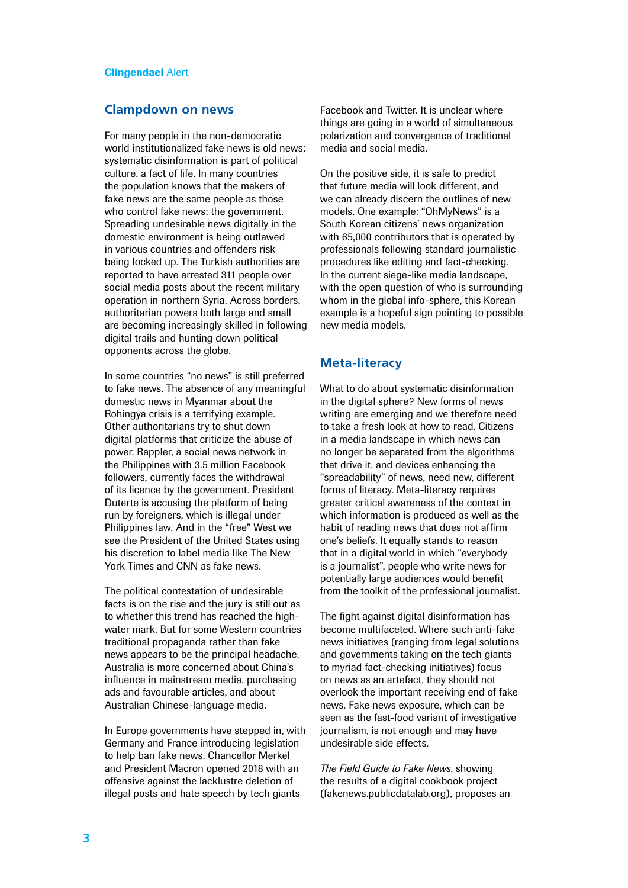## Clampdown on news

For many people in the non-democratic world institutionalized fake news is old news: systematic disinformation is part of political culture, a fact of life. In many countries the population knows that the makers of fake news are the same people as those who control fake news: the government. Spreading undesirable news digitally in the domestic environment is being outlawed in various countries and offenders risk being locked up. The Turkish authorities are reported to have arrested 311 people over social media posts about the recent military operation in northern Syria. Across borders, authoritarian powers both large and small are becoming increasingly skilled in following digital trails and hunting down political opponents across the globe.

In some countries "no news" is still preferred to fake news. The absence of any meaningful domestic news in Myanmar about the Rohingya crisis is a terrifying example. Other authoritarians try to shut down digital platforms that criticize the abuse of power. Rappler, a social news network in the Philippines with 3.5 million Facebook followers, currently faces the withdrawal of its licence by the government. President Duterte is accusing the platform of being run by foreigners, which is illegal under Philippines law. And in the "free" West we see the President of the United States using his discretion to label media like The New York Times and CNN as fake news.

The political contestation of undesirable facts is on the rise and the jury is still out as to whether this trend has reached the high-water mark. But for some Western countries traditional propaganda rather than fake news appears to be the principal headache. Australia is more concerned about China's influence in mainstream media, purchasing ads and favourable articles, and about Australian Chinese-language media.

In Europe governments have stepped in, with Germany and France introducing legislation to help ban fake news. Chancellor Merkel and President Macron opened 2018 with an offensive against the lacklustre deletion of illegal posts and hate speech by tech giants Facebook and Twitter. It is unclear where things are going in a world of simultaneous polarization and convergence of traditional media and social media.

On the positive side, it is safe to predict that future media will look different, and we can already discern the outlines of new models. One example: "OhMyNews" is a South Korean citizens' news organization with 65,000 contributors that is operated by professionals following standard journalistic procedures like editing and fact-checking. In the current siege-like media landscape, with the open question of who is surrounding whom in the global info-sphere, this Korean example is a hopeful sign pointing to possible new media models.

## Meta-literacy

What to do about systematic disinformation in the digital sphere? New forms of news writing are emerging and we therefore need to take a fresh look at how to read. Citizens in a media landscape in which news can no longer be separated from the algorithms that drive it, and devices enhancing the "spreadability" of news, need new, different forms of literacy. Meta-literacy requires greater cultural awareness of the context in which information is produced as well as the habit of reading news that does not affirm one's beliefs. It equally stands to reason that in a digital world in which "everybody is a journalist", people who write news for potentially large audiences would benefit from the toolkit of the professional journalist.

The fight against digital disinformation has become multifaceted. Where such anti-fake news initiatives (ranging from legal solutions and governments taking on the tech giants to myriad fact-checking initiatives) focus on news as an artefact, they should not overlook the important receiving end of fake news. Fake news exposure, which can be seen as the fast-food variant of investigative journalism, is not enough and may have undesirable side effects.

*The Field Guide to Fake News*, showing the results of a digital cookbook project (fakenews.publicdatalab.org), proposes an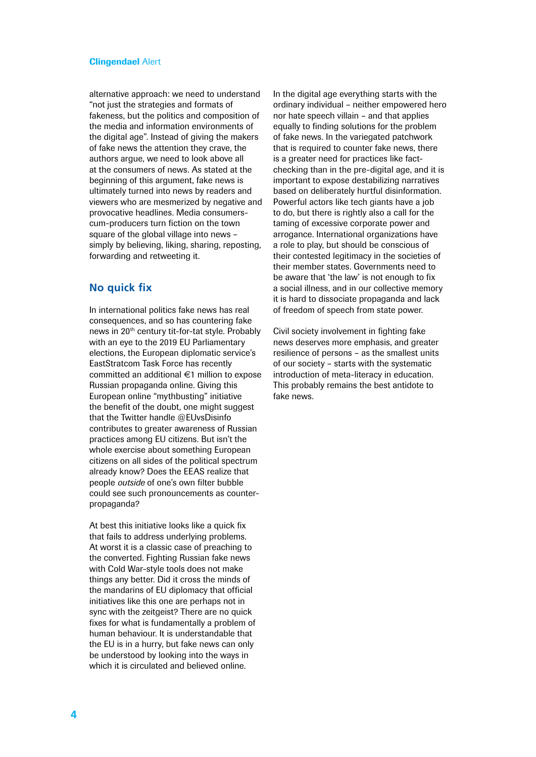alternative approach: we need to understand "not just the strategies and formats of fakeness, but the politics and composition of the media and information environments of the digital age". Instead of giving the makers of fake news the attention they crave, the authors argue, we need to look above all at the consumers of news. As stated at the beginning of this argument, fake news is ultimately turned into news by readers and viewers who are mesmerized by negative and provocative headlines. Media consumers-cum-producers turn fiction on the town square of the global village into news – simply by believing, liking, sharing, reposting, forwarding and retweeting it.

## No quick fix

In international politics fake news has real consequences, and so has countering fake news in 20th century tit-for-tat style. Probably with an eye to the 2019 EU Parliamentary elections, the European diplomatic service's EastStratcom Task Force has recently committed an additional €1 million to expose Russian propaganda online. Giving this European online "mythbusting" initiative the benefit of the doubt, one might suggest that the Twitter handle @EUvsDisinfo contributes to greater awareness of Russian practices among EU citizens. But isn't the whole exercise about something European citizens on all sides of the political spectrum already know? Does the EEAS realize that people *outside* of one's own filter bubble could see such pronouncements as counter-propaganda?

At best this initiative looks like a quick fix that fails to address underlying problems. At worst it is a classic case of preaching to the converted. Fighting Russian fake news with Cold War-style tools does not make things any better. Did it cross the minds of the mandarins of EU diplomacy that official initiatives like this one are perhaps not in sync with the zeitgeist? There are no quick fixes for what is fundamentally a problem of human behaviour. It is understandable that the EU is in a hurry, but fake news can only be understood by looking into the ways in which it is circulated and believed online.

In the digital age everything starts with the ordinary individual – neither empowered hero nor hate speech villain – and that applies equally to finding solutions for the problem of fake news. In the variegated patchwork that is required to counter fake news, there is a greater need for practices like fact-checking than in the pre-digital age, and it is important to expose destabilizing narratives based on deliberately hurtful disinformation. Powerful actors like tech giants have a job to do, but there is rightly also a call for the taming of excessive corporate power and arrogance. International organizations have a role to play, but should be conscious of their contested legitimacy in the societies of their member states. Governments need to be aware that 'the law' is not enough to fix a social illness, and in our collective memory it is hard to dissociate propaganda and lack of freedom of speech from state power.

Civil society involvement in fighting fake news deserves more emphasis, and greater resilience of persons – as the smallest units of our society – starts with the systematic introduction of meta-literacy in education. This probably remains the best antidote to fake news.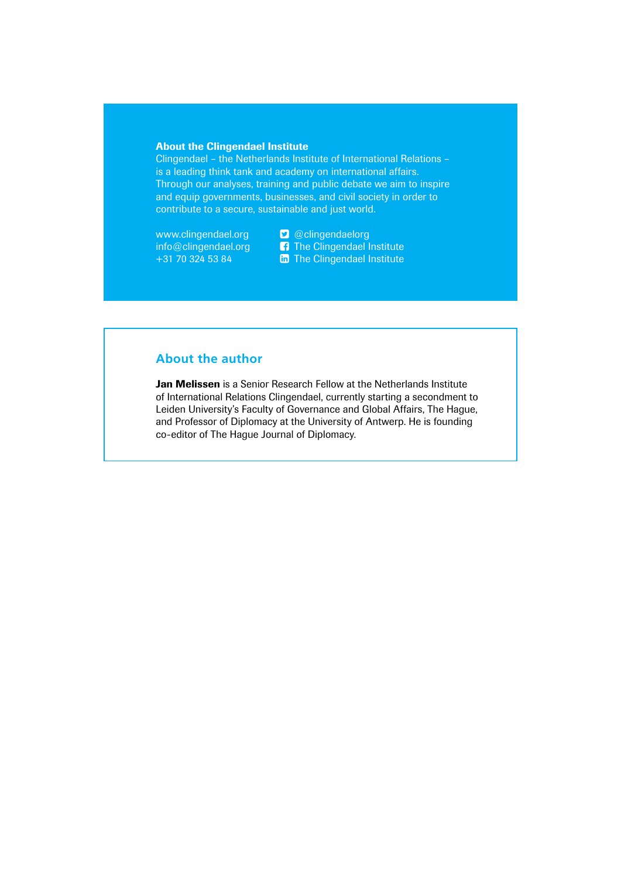**About the Clingendael Institute**
Clingendael – the Netherlands Institute of International Relations – is a leading think tank and academy on international affairs. Through our analyses, training and public debate we aim to inspire and equip governments, businesses, and civil society in order to contribute to a secure, sustainable and just world.

www.clingendael.org
info@clingendael.org
+31 70 324 53 84

@clingendaelorg
The Clingendael Institute
The Clingendael Institute

## About the author

**Jan Melissen** is a Senior Research Fellow at the Netherlands Institute of International Relations Clingendael, currently starting a secondment to Leiden University's Faculty of Governance and Global Affairs, The Hague, and Professor of Diplomacy at the University of Antwerp. He is founding co-editor of The Hague Journal of Diplomacy.